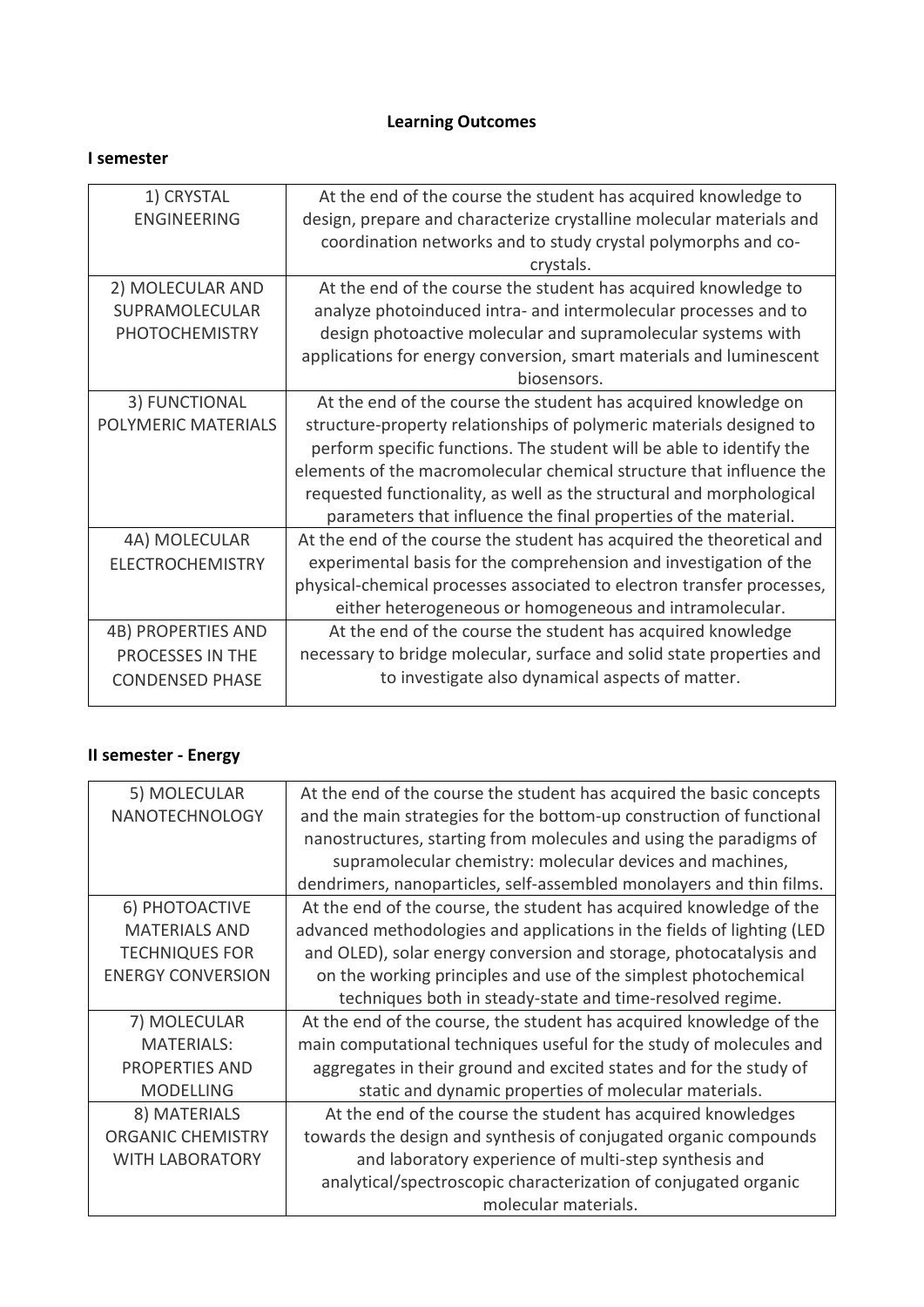## Learning Outcomes

### I semester

| | |
|---|---|
| 1) CRYSTAL ENGINEERING | At the end of the course the student has acquired knowledge to design, prepare and characterize crystalline molecular materials and coordination networks and to study crystal polymorphs and co-crystals. |
| 2) MOLECULAR AND SUPRAMOLECULAR PHOTOCHEMISTRY | At the end of the course the student has acquired knowledge to analyze photoinduced intra- and intermolecular processes and to design photoactive molecular and supramolecular systems with applications for energy conversion, smart materials and luminescent biosensors. |
| 3) FUNCTIONAL POLYMERIC MATERIALS | At the end of the course the student has acquired knowledge on structure-property relationships of polymeric materials designed to perform specific functions. The student will be able to identify the elements of the macromolecular chemical structure that influence the requested functionality, as well as the structural and morphological parameters that influence the final properties of the material. |
| 4A) MOLECULAR ELECTROCHEMISTRY | At the end of the course the student has acquired the theoretical and experimental basis for the comprehension and investigation of the physical-chemical processes associated to electron transfer processes, either heterogeneous or homogeneous and intramolecular. |
| 4B) PROPERTIES AND PROCESSES IN THE CONDENSED PHASE | At the end of the course the student has acquired knowledge necessary to bridge molecular, surface and solid state properties and to investigate also dynamical aspects of matter. |

### II semester - Energy

| | |
|---|---|
| 5) MOLECULAR NANOTECHNOLOGY | At the end of the course the student has acquired the basic concepts and the main strategies for the bottom-up construction of functional nanostructures, starting from molecules and using the paradigms of supramolecular chemistry: molecular devices and machines, dendrimers, nanoparticles, self-assembled monolayers and thin films. |
| 6) PHOTOACTIVE MATERIALS AND TECHNIQUES FOR ENERGY CONVERSION | At the end of the course, the student has acquired knowledge of the advanced methodologies and applications in the fields of lighting (LED and OLED), solar energy conversion and storage, photocatalysis and on the working principles and use of the simplest photochemical techniques both in steady-state and time-resolved regime. |
| 7) MOLECULAR MATERIALS: PROPERTIES AND MODELLING | At the end of the course, the student has acquired knowledge of the main computational techniques useful for the study of molecules and aggregates in their ground and excited states and for the study of static and dynamic properties of molecular materials. |
| 8) MATERIALS ORGANIC CHEMISTRY WITH LABORATORY | At the end of the course the student has acquired knowledges towards the design and synthesis of conjugated organic compounds and laboratory experience of multi-step synthesis and analytical/spectroscopic characterization of conjugated organic molecular materials. |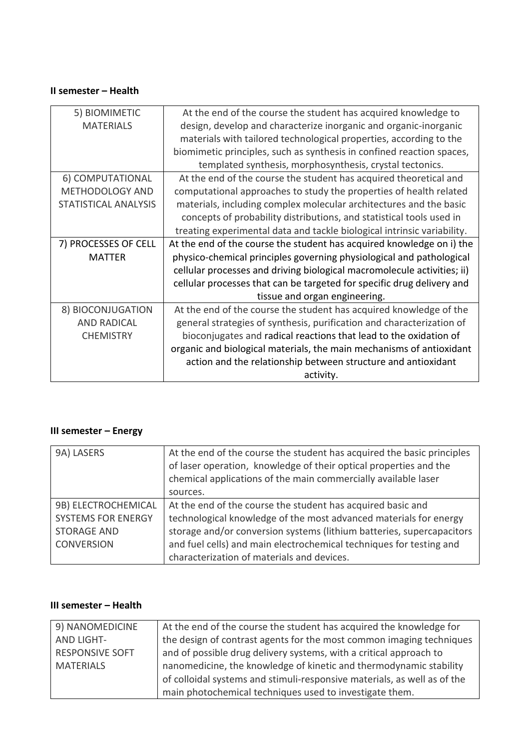**II semester – Health**

| | |
|---|---|
| 5) BIOMIMETIC MATERIALS | At the end of the course the student has acquired knowledge to design, develop and characterize inorganic and organic-inorganic materials with tailored technological properties, according to the biomimetic principles, such as synthesis in confined reaction spaces, templated synthesis, morphosynthesis, crystal tectonics. |
| 6) COMPUTATIONAL METHODOLOGY AND STATISTICAL ANALYSIS | At the end of the course the student has acquired theoretical and computational approaches to study the properties of health related materials, including complex molecular architectures and the basic concepts of probability distributions, and statistical tools used in treating experimental data and tackle biological intrinsic variability. |
| 7) PROCESSES OF CELL MATTER | At the end of the course the student has acquired knowledge on i) the physico-chemical principles governing physiological and pathological cellular processes and driving biological macromolecule activities; ii) cellular processes that can be targeted for specific drug delivery and tissue and organ engineering. |
| 8) BIOCONJUGATION AND RADICAL CHEMISTRY | At the end of the course the student has acquired knowledge of the general strategies of synthesis, purification and characterization of bioconjugates and radical reactions that lead to the oxidation of organic and biological materials, the main mechanisms of antioxidant action and the relationship between structure and antioxidant activity. |

**III semester – Energy**

| | |
|---|---|
| 9A) LASERS | At the end of the course the student has acquired the basic principles of laser operation, knowledge of their optical properties and the chemical applications of the main commercially available laser sources. |
| 9B) ELECTROCHEMICAL SYSTEMS FOR ENERGY STORAGE AND CONVERSION | At the end of the course the student has acquired basic and technological knowledge of the most advanced materials for energy storage and/or conversion systems (lithium batteries, supercapacitors and fuel cells) and main electrochemical techniques for testing and characterization of materials and devices. |

**III semester – Health**

| | |
|---|---|
| 9) NANOMEDICINE AND LIGHT-RESPONSIVE SOFT MATERIALS | At the end of the course the student has acquired the knowledge for the design of contrast agents for the most common imaging techniques and of possible drug delivery systems, with a critical approach to nanomedicine, the knowledge of kinetic and thermodynamic stability of colloidal systems and stimuli-responsive materials, as well as of the main photochemical techniques used to investigate them. |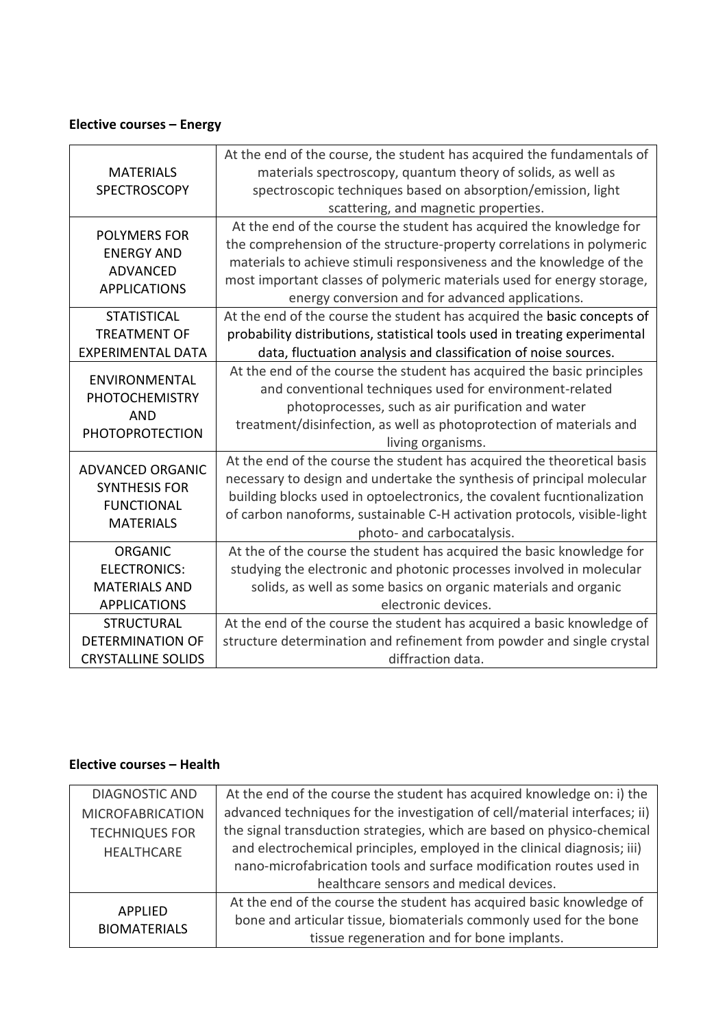**Elective courses – Energy**

| | |
|---|---|
| MATERIALS SPECTROSCOPY | At the end of the course, the student has acquired the fundamentals of materials spectroscopy, quantum theory of solids, as well as spectroscopic techniques based on absorption/emission, light scattering, and magnetic properties. |
| POLYMERS FOR ENERGY AND ADVANCED APPLICATIONS | At the end of the course the student has acquired the knowledge for the comprehension of the structure-property correlations in polymeric materials to achieve stimuli responsiveness and the knowledge of the most important classes of polymeric materials used for energy storage, energy conversion and for advanced applications. |
| STATISTICAL TREATMENT OF EXPERIMENTAL DATA | At the end of the course the student has acquired the basic concepts of probability distributions, statistical tools used in treating experimental data, fluctuation analysis and classification of noise sources. |
| ENVIRONMENTAL PHOTOCHEMISTRY AND PHOTOPROTECTION | At the end of the course the student has acquired the basic principles and conventional techniques used for environment-related photoprocesses, such as air purification and water treatment/disinfection, as well as photoprotection of materials and living organisms. |
| ADVANCED ORGANIC SYNTHESIS FOR FUNCTIONAL MATERIALS | At the end of the course the student has acquired the theoretical basis necessary to design and undertake the synthesis of principal molecular building blocks used in optoelectronics, the covalent fucntionalization of carbon nanoforms, sustainable C-H activation protocols, visible-light photo- and carbocatalysis. |
| ORGANIC ELECTRONICS: MATERIALS AND APPLICATIONS | At the of the course the student has acquired the basic knowledge for studying the electronic and photonic processes involved in molecular solids, as well as some basics on organic materials and organic electronic devices. |
| STRUCTURAL DETERMINATION OF CRYSTALLINE SOLIDS | At the end of the course the student has acquired a basic knowledge of structure determination and refinement from powder and single crystal diffraction data. |

**Elective courses – Health**

| | |
|---|---|
| DIAGNOSTIC AND MICROFABRICATION TECHNIQUES FOR HEALTHCARE | At the end of the course the student has acquired knowledge on: i) the advanced techniques for the investigation of cell/material interfaces; ii) the signal transduction strategies, which are based on physico-chemical and electrochemical principles, employed in the clinical diagnosis; iii) nano-microfabrication tools and surface modification routes used in healthcare sensors and medical devices. |
| APPLIED BIOMATERIALS | At the end of the course the student has acquired basic knowledge of bone and articular tissue, biomaterials commonly used for the bone tissue regeneration and for bone implants. |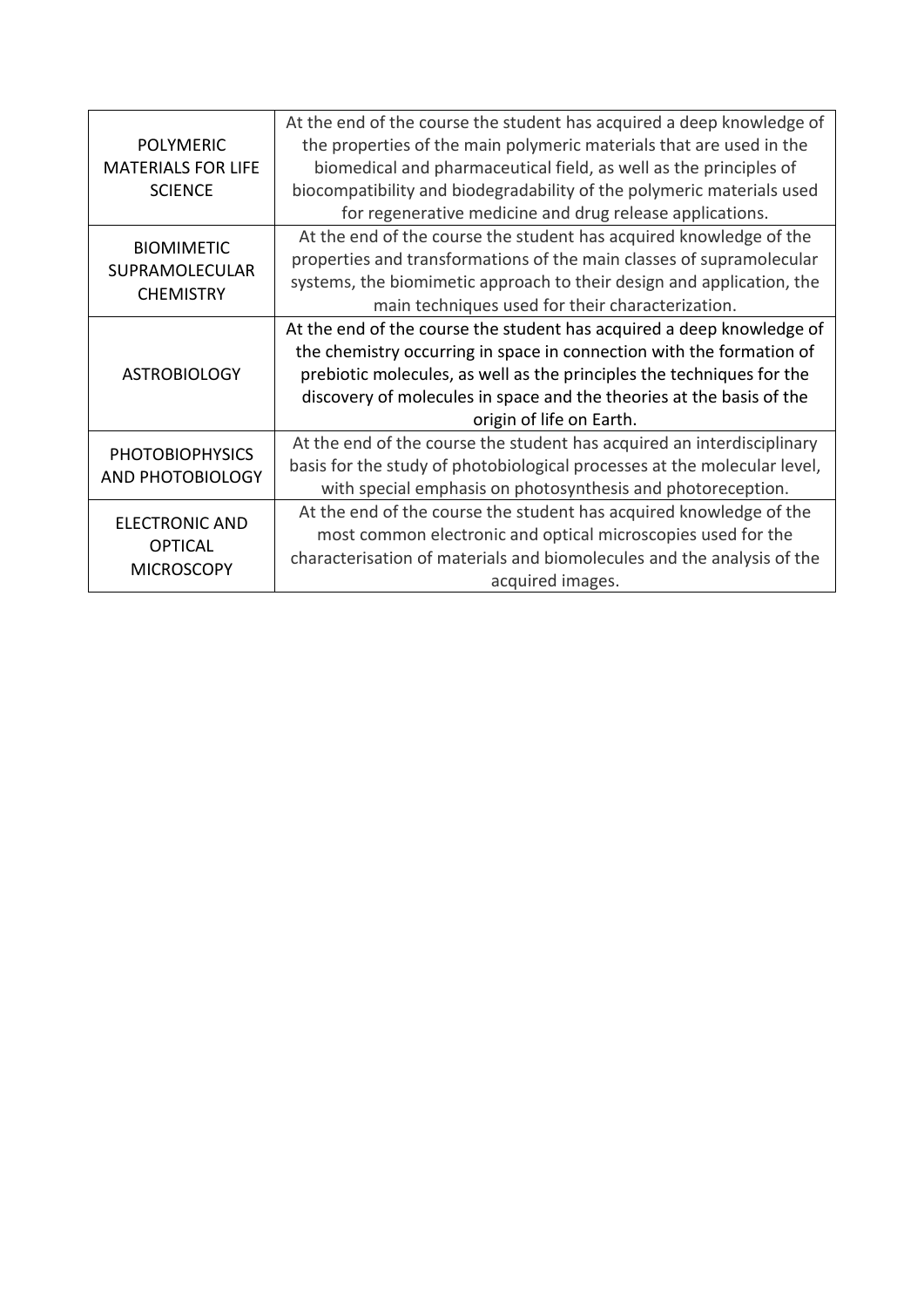| | |
|---|---|
| POLYMERIC MATERIALS FOR LIFE SCIENCE | At the end of the course the student has acquired a deep knowledge of the properties of the main polymeric materials that are used in the biomedical and pharmaceutical field, as well as the principles of biocompatibility and biodegradability of the polymeric materials used for regenerative medicine and drug release applications. |
| BIOMIMETIC SUPRAMOLECULAR CHEMISTRY | At the end of the course the student has acquired knowledge of the properties and transformations of the main classes of supramolecular systems, the biomimetic approach to their design and application, the main techniques used for their characterization. |
| ASTROBIOLOGY | At the end of the course the student has acquired a deep knowledge of the chemistry occurring in space in connection with the formation of prebiotic molecules, as well as the principles the techniques for the discovery of molecules in space and the theories at the basis of the origin of life on Earth. |
| PHOTOBIOPHYSICS AND PHOTOBIOLOGY | At the end of the course the student has acquired an interdisciplinary basis for the study of photobiological processes at the molecular level, with special emphasis on photosynthesis and photoreception. |
| ELECTRONIC AND OPTICAL MICROSCOPY | At the end of the course the student has acquired knowledge of the most common electronic and optical microscopies used for the characterisation of materials and biomolecules and the analysis of the acquired images. |